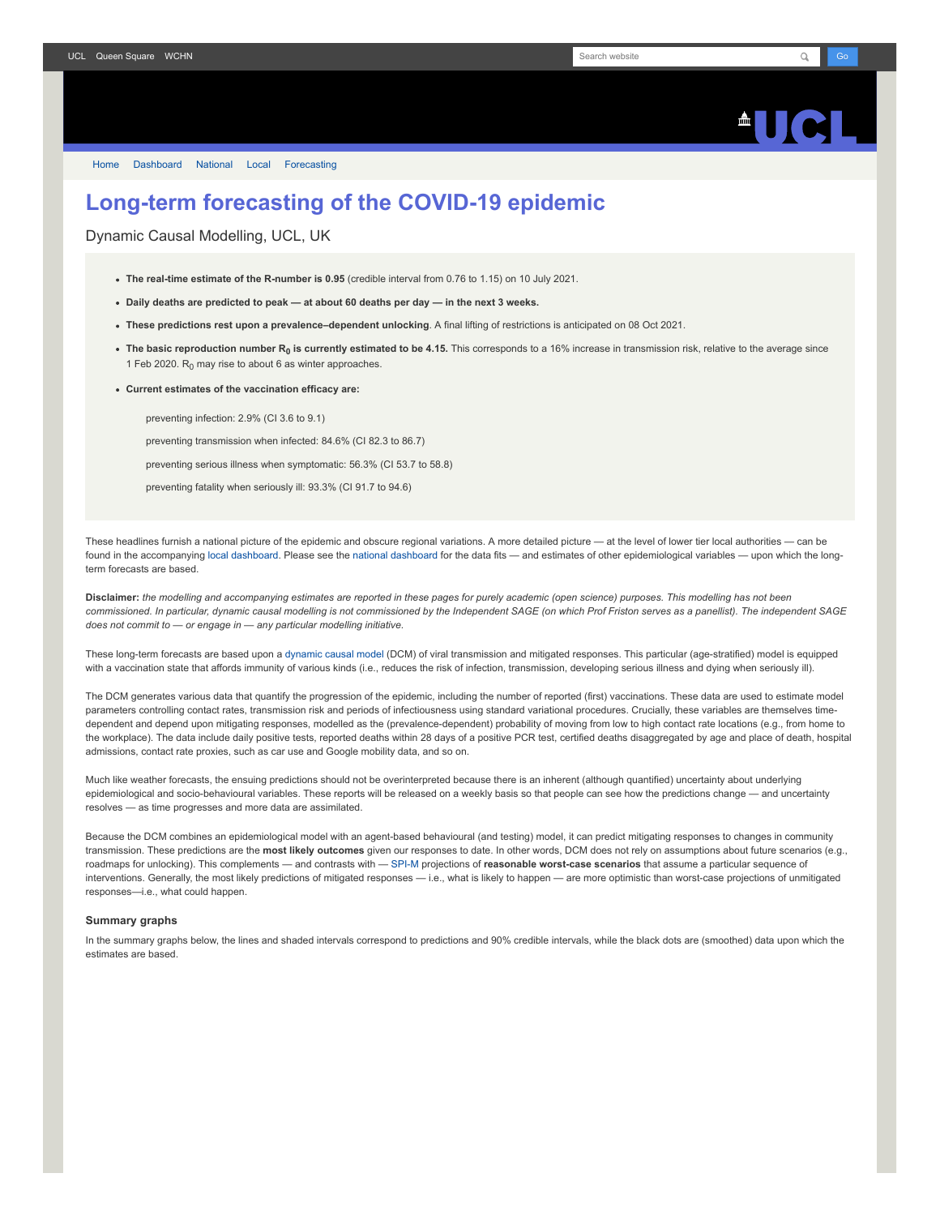UCL Queen Square WCHN

Home Dashboard National Local Forecasting

# Long-term forecasting of the COVID-19 epidemic

Dynamic Causal Modelling, UCL, UK

- **The real-time estimate of the R-number is 0.95** (credible interval from 0.76 to 1.15) on 10 July 2021.
- **Daily deaths are predicted to peak — at about 60 deaths per day — in the next 3 weeks.**
- **These predictions rest upon a prevalence–dependent unlocking**. A final lifting of restrictions is anticipated on 08 Oct 2021.
- **The basic reproduction number $R_0$ is currently estimated to be 4.15.** This corresponds to a 16% increase in transmission risk, relative to the average since 1 Feb 2020. $R_0$ may rise to about 6 as winter approaches.
- **Current estimates of the vaccination efficacy are:**

  preventing infection: 2.9% (CI 3.6 to 9.1)

  preventing transmission when infected: 84.6% (CI 82.3 to 86.7)

  preventing serious illness when symptomatic: 56.3% (CI 53.7 to 58.8)

  preventing fatality when seriously ill: 93.3% (CI 91.7 to 94.6)

These headlines furnish a national picture of the epidemic and obscure regional variations. A more detailed picture — at the level of lower tier local authorities — can be found in the accompanying local dashboard. Please see the national dashboard for the data fits — and estimates of other epidemiological variables — upon which the long-term forecasts are based.

**Disclaimer:** *the modelling and accompanying estimates are reported in these pages for purely academic (open science) purposes. This modelling has not been commissioned. In particular, dynamic causal modelling is not commissioned by the Independent SAGE (on which Prof Friston serves as a panellist). The independent SAGE does not commit to — or engage in — any particular modelling initiative.*

These long-term forecasts are based upon a dynamic causal model (DCM) of viral transmission and mitigated responses. This particular (age-stratified) model is equipped with a vaccination state that affords immunity of various kinds (i.e., reduces the risk of infection, transmission, developing serious illness and dying when seriously ill).

The DCM generates various data that quantify the progression of the epidemic, including the number of reported (first) vaccinations. These data are used to estimate model parameters controlling contact rates, transmission risk and periods of infectiousness using standard variational procedures. Crucially, these variables are themselves time-dependent and depend upon mitigating responses, modelled as the (prevalence-dependent) probability of moving from low to high contact rate locations (e.g., from home to the workplace). The data include daily positive tests, reported deaths within 28 days of a positive PCR test, certified deaths disaggregated by age and place of death, hospital admissions, contact rate proxies, such as car use and Google mobility data, and so on.

Much like weather forecasts, the ensuing predictions should not be overinterpreted because there is an inherent (although quantified) uncertainty about underlying epidemiological and socio-behavioural variables. These reports will be released on a weekly basis so that people can see how the predictions change — and uncertainty resolves — as time progresses and more data are assimilated.

Because the DCM combines an epidemiological model with an agent-based behavioural (and testing) model, it can predict mitigating responses to changes in community transmission. These predictions are the **most likely outcomes** given our responses to date. In other words, DCM does not rely on assumptions about future scenarios (e.g., roadmaps for unlocking). This complements — and contrasts with — SPI-M projections of **reasonable worst-case scenarios** that assume a particular sequence of interventions. Generally, the most likely predictions of mitigated responses — i.e., what is likely to happen — are more optimistic than worst-case projections of unmitigated responses—i.e., what could happen.

### Summary graphs

In the summary graphs below, the lines and shaded intervals correspond to predictions and 90% credible intervals, while the black dots are (smoothed) data upon which the estimates are based.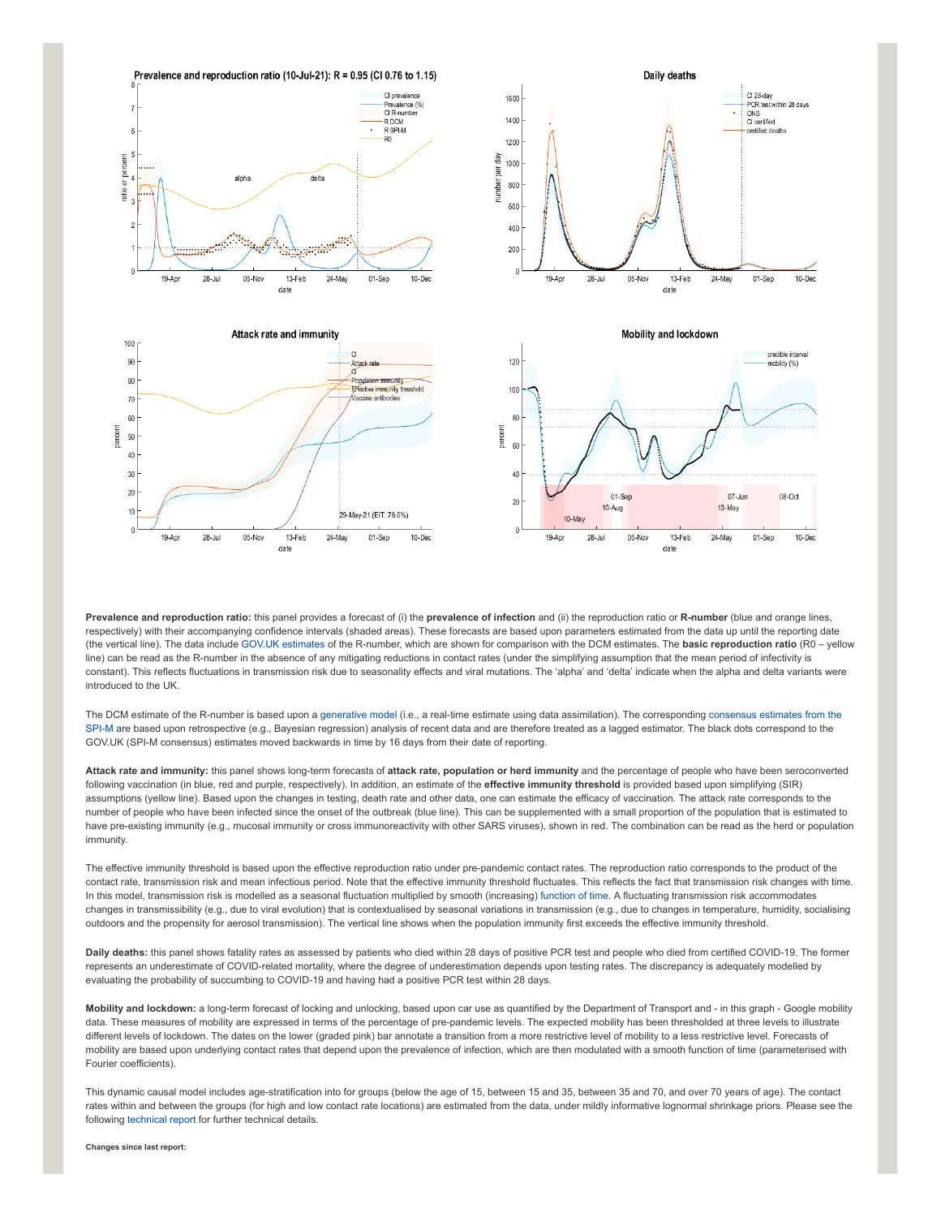**Prevalence and reproduction ratio:** this panel provides a forecast of (i) the **prevalence of infection** and (ii) the reproduction ratio or **R-number** (blue and orange lines, respectively) with their accompanying confidence intervals (shaded areas). These forecasts are based upon parameters estimated from the data up until the reporting date (the vertical line). The data include GOV.UK estimates of the R-number, which are shown for comparison with the DCM estimates. The **basic reproduction ratio** (R0 – yellow line) can be read as the R-number in the absence of any mitigating reductions in contact rates (under the simplifying assumption that the mean period of infectivity is constant). This reflects fluctuations in transmission risk due to seasonality effects and viral mutations. The 'alpha' and 'delta' indicate when the alpha and delta variants were introduced to the UK.

The DCM estimate of the R-number is based upon a generative model (i.e., a real-time estimate using data assimilation). The corresponding consensus estimates from the SPI-M are based upon retrospective (e.g., Bayesian regression) analysis of recent data and are therefore treated as a lagged estimator. The black dots correspond to the GOV.UK (SPI-M consensus) estimates moved backwards in time by 16 days from their date of reporting.

**Attack rate and immunity:** this panel shows long-term forecasts of **attack rate, population or herd immunity** and the percentage of people who have been seroconverted following vaccination (in blue, red and purple, respectively). In addition, an estimate of the **effective immunity threshold** is provided based upon simplifying (SIR) assumptions (yellow line). Based upon the changes in testing, death rate and other data, one can estimate the efficacy of vaccination. The attack rate corresponds to the number of people who have been infected since the onset of the outbreak (blue line). This can be supplemented with a small proportion of the population that is estimated to have pre-existing immunity (e.g., mucosal immunity or cross immunoreactivity with other SARS viruses), shown in red. The combination can be read as the herd or population immunity.

The effective immunity threshold is based upon the effective reproduction ratio under pre-pandemic contact rates. The reproduction ratio corresponds to the product of the contact rate, transmission risk and mean infectious period. Note that the effective immunity threshold fluctuates. This reflects the fact that transmission risk changes with time. In this model, transmission risk is modelled as a seasonal fluctuation multiplied by smooth (increasing) function of time. A fluctuating transmission risk accommodates changes in transmissibility (e.g., due to viral evolution) that is contextualised by seasonal variations in transmission (e.g., due to changes in temperature, humidity, socialising outdoors and the propensity for aerosol transmission). The vertical line shows when the population immunity first exceeds the effective immunity threshold.

**Daily deaths:** this panel shows fatality rates as assessed by patients who died within 28 days of positive PCR test and people who died from certified COVID-19. The former represents an underestimate of COVID-related mortality, where the degree of underestimation depends upon testing rates. The discrepancy is adequately modelled by evaluating the probability of succumbing to COVID-19 and having had a positive PCR test within 28 days.

**Mobility and lockdown:** a long-term forecast of locking and unlocking, based upon car use as quantified by the Department of Transport and - in this graph - Google mobility data. These measures of mobility are expressed in terms of the percentage of pre-pandemic levels. The expected mobility has been thresholded at three levels to illustrate different levels of lockdown. The dates on the lower (graded pink) bar annotate a transition from a more restrictive level of mobility to a less restrictive level. Forecasts of mobility are based upon underlying contact rates that depend upon the prevalence of infection, which are then modulated with a smooth function of time (parameterised with Fourier coefficients).

This dynamic causal model includes age-stratification into for groups (below the age of 15, between 15 and 35, between 35 and 70, and over 70 years of age). The contact rates within and between the groups (for high and low contact rate locations) are estimated from the data, under mildly informative lognormal shrinkage priors. Please see the following technical report for further technical details.

**Changes since last report:**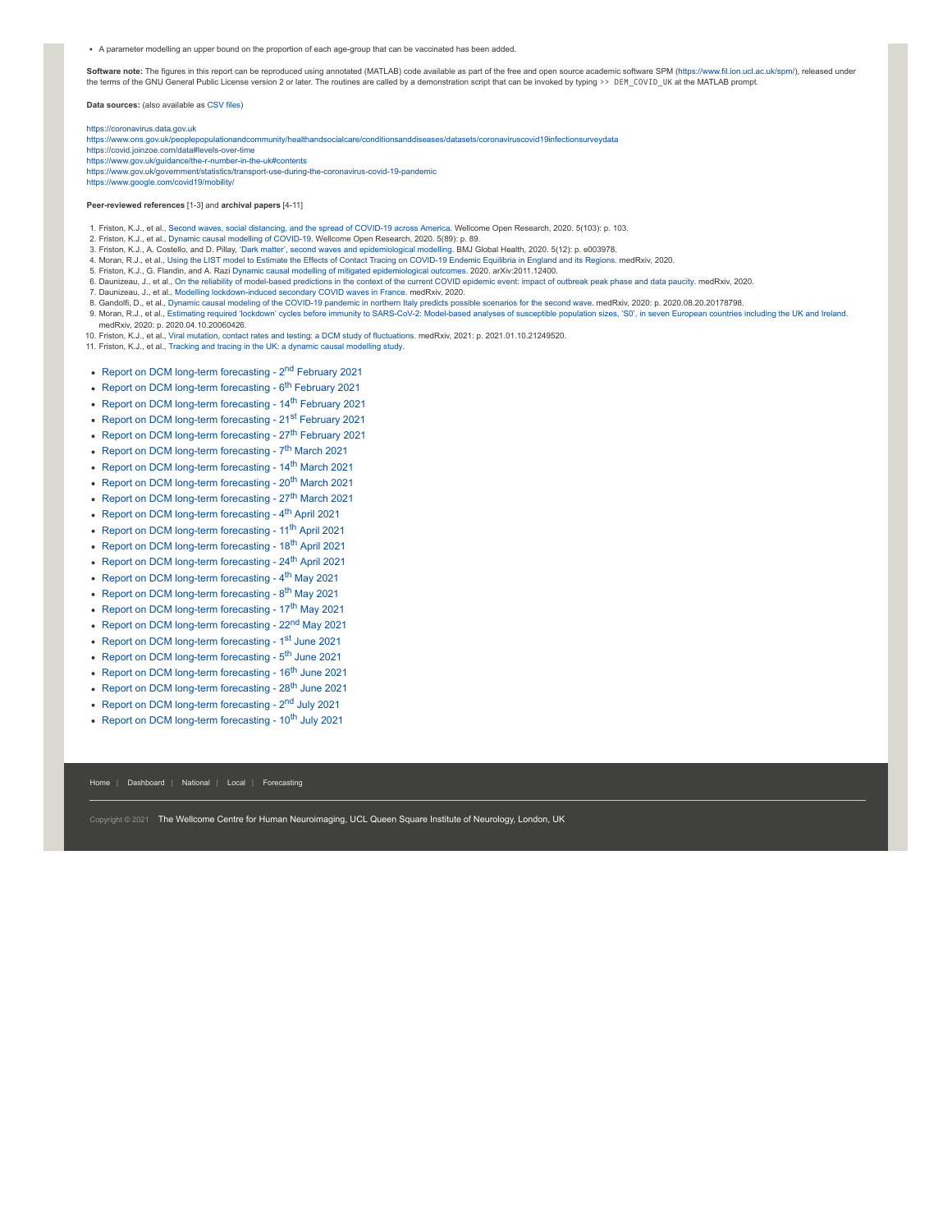- A parameter modelling an upper bound on the proportion of each age-group that can be vaccinated has been added.

**Software note:** The figures in this report can be reproduced using annotated (MATLAB) code available as part of the free and open source academic software SPM (https://www.fil.ion.ucl.ac.uk/spm/), released under the terms of the GNU General Public License version 2 or later. The routines are called by a demonstration script that can be invoked by typing `>> DEM_COVID_UK` at the MATLAB prompt.

**Data sources:** (also available as CSV files)

https://coronavirus.data.gov.uk
https://www.ons.gov.uk/peoplepopulationandcommunity/healthandsocialcare/conditionsanddiseases/datasets/coronaviruscovid19infectionsurveydata
https://covid.joinzoe.com/data#levels-over-time
https://www.gov.uk/guidance/the-r-number-in-the-uk#contents
https://www.gov.uk/government/statistics/transport-use-during-the-coronavirus-covid-19-pandemic
https://www.google.com/covid19/mobility/

**Peer-reviewed references** [1-3] and **archival papers** [4-11]

1. Friston, K.J., et al., Second waves, social distancing, and the spread of COVID-19 across America. Wellcome Open Research, 2020. 5(103): p. 103.
2. Friston, K.J., et al., Dynamic causal modelling of COVID-19. Wellcome Open Research, 2020. 5(89): p. 89.
3. Friston, K.J., A. Costello, and D. Pillay, 'Dark matter', second waves and epidemiological modelling. BMJ Global Health, 2020. 5(12): p. e003978.
4. Moran, R.J., et al., Using the LIST model to Estimate the Effects of Contact Tracing on COVID-19 Endemic Equilibria in England and its Regions. medRxiv, 2020.
5. Friston, K.J., G. Flandin, and A. Razi Dynamic causal modelling of mitigated epidemiological outcomes. 2020. arXiv:2011.12400.
6. Daunizeau, J., et al., On the reliability of model-based predictions in the context of the current COVID epidemic event: impact of outbreak peak phase and data paucity. medRxiv, 2020.
7. Daunizeau, J., et al., Modelling lockdown-induced secondary COVID waves in France. medRxiv, 2020.
8. Gandolfi, D., et al., Dynamic causal modeling of the COVID-19 pandemic in northern Italy predicts possible scenarios for the second wave. medRxiv, 2020: p. 2020.08.20.20178798.
9. Moran, R.J., et al., Estimating required 'lockdown' cycles before immunity to SARS-CoV-2: Model-based analyses of susceptible population sizes, 'S0', in seven European countries including the UK and Ireland. medRxiv, 2020: p. 2020.04.10.20060426.
10. Friston, K.J., et al., Viral mutation, contact rates and testing: a DCM study of fluctuations. medRxiv, 2021: p. 2021.01.10.21249520.
11. Friston, K.J., et al., Tracking and tracing in the UK: a dynamic causal modelling study.

- Report on DCM long-term forecasting - 2nd February 2021
- Report on DCM long-term forecasting - 6th February 2021
- Report on DCM long-term forecasting - 14th February 2021
- Report on DCM long-term forecasting - 21st February 2021
- Report on DCM long-term forecasting - 27th February 2021
- Report on DCM long-term forecasting - 7th March 2021
- Report on DCM long-term forecasting - 14th March 2021
- Report on DCM long-term forecasting - 20th March 2021
- Report on DCM long-term forecasting - 27th March 2021
- Report on DCM long-term forecasting - 4th April 2021
- Report on DCM long-term forecasting - 11th April 2021
- Report on DCM long-term forecasting - 18th April 2021
- Report on DCM long-term forecasting - 24th April 2021
- Report on DCM long-term forecasting - 4th May 2021
- Report on DCM long-term forecasting - 8th May 2021
- Report on DCM long-term forecasting - 17th May 2021
- Report on DCM long-term forecasting - 22nd May 2021
- Report on DCM long-term forecasting - 1st June 2021
- Report on DCM long-term forecasting - 5th June 2021
- Report on DCM long-term forecasting - 16th June 2021
- Report on DCM long-term forecasting - 28th June 2021
- Report on DCM long-term forecasting - 2nd July 2021
- Report on DCM long-term forecasting - 10th July 2021

Home | Dashboard | National | Local | Forecasting

Copyright © 2021 The Wellcome Centre for Human Neuroimaging, UCL Queen Square Institute of Neurology, London, UK